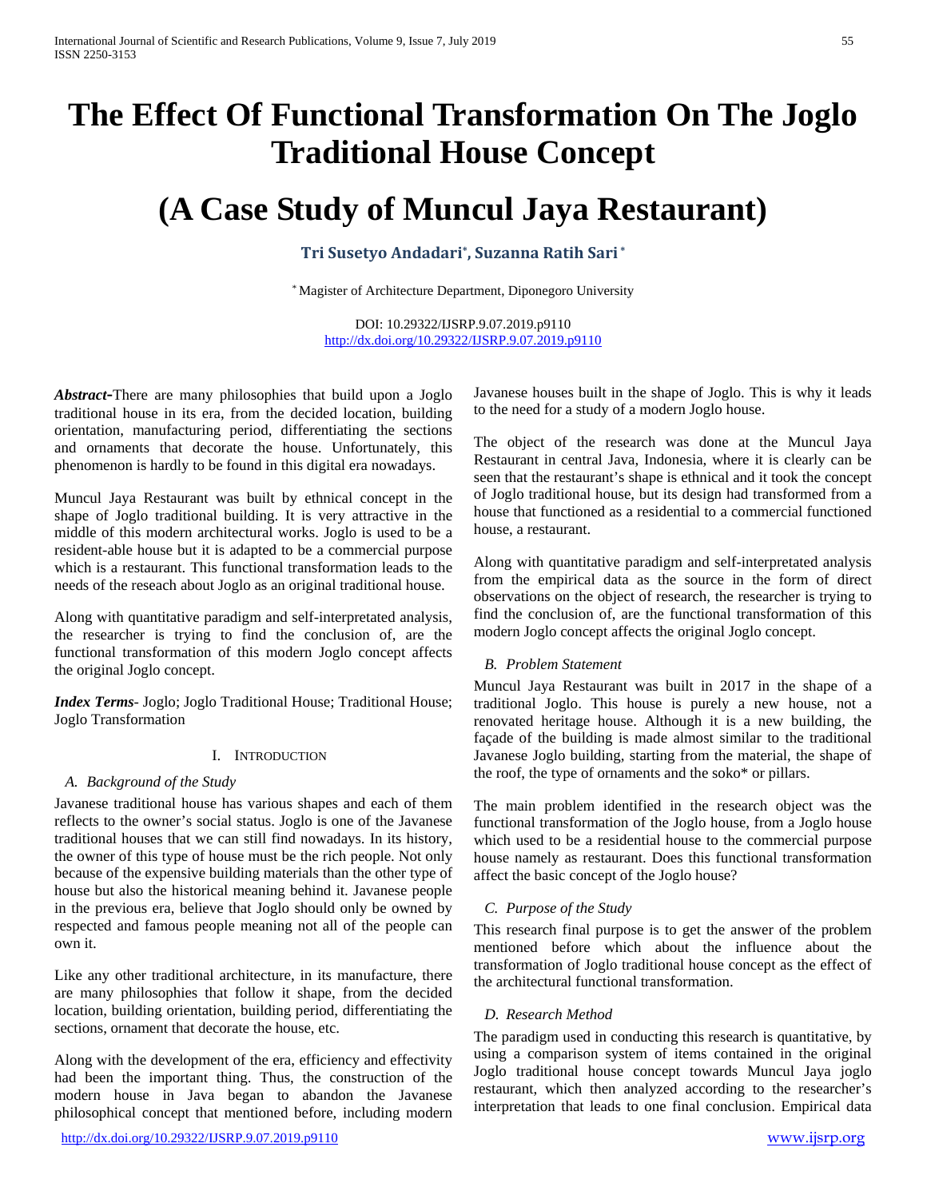# The Effect Of Functional Transformation On The Joglo Traditional House Concept

# (A Case Study of Muncul Jaya Restaurant)

**Tri Susetyo Andadari*, Suzanna Ratih Sari***

* Magister of Architecture Department, Diponegoro University

DOI: 10.29322/IJSRP.9.07.2019.p9110
http://dx.doi.org/10.29322/IJSRP.9.07.2019.p9110

***Abstract*-**There are many philosophies that build upon a Joglo traditional house in its era, from the decided location, building orientation, manufacturing period, differentiating the sections and ornaments that decorate the house. Unfortunately, this phenomenon is hardly to be found in this digital era nowadays.

Muncul Jaya Restaurant was built by ethnical concept in the shape of Joglo traditional building. It is very attractive in the middle of this modern architectural works. Joglo is used to be a resident-able house but it is adapted to be a commercial purpose which is a restaurant. This functional transformation leads to the needs of the reseach about Joglo as an original traditional house.

Along with quantitative paradigm and self-interpretated analysis, the researcher is trying to find the conclusion of, are the functional transformation of this modern Joglo concept affects the original Joglo concept.

***Index Terms***- Joglo; Joglo Traditional House; Traditional House; Joglo Transformation

## I. Introduction

### *A. Background of the Study*

Javanese traditional house has various shapes and each of them reflects to the owner's social status. Joglo is one of the Javanese traditional houses that we can still find nowadays. In its history, the owner of this type of house must be the rich people. Not only because of the expensive building materials than the other type of house but also the historical meaning behind it. Javanese people in the previous era, believe that Joglo should only be owned by respected and famous people meaning not all of the people can own it.

Like any other traditional architecture, in its manufacture, there are many philosophies that follow it shape, from the decided location, building orientation, building period, differentiating the sections, ornament that decorate the house, etc.

Along with the development of the era, efficiency and effectivity had been the important thing. Thus, the construction of the modern house in Java began to abandon the Javanese philosophical concept that mentioned before, including modern Javanese houses built in the shape of Joglo. This is why it leads to the need for a study of a modern Joglo house.

The object of the research was done at the Muncul Jaya Restaurant in central Java, Indonesia, where it is clearly can be seen that the restaurant's shape is ethnical and it took the concept of Joglo traditional house, but its design had transformed from a house that functioned as a residential to a commercial functioned house, a restaurant.

Along with quantitative paradigm and self-interpretated analysis from the empirical data as the source in the form of direct observations on the object of research, the researcher is trying to find the conclusion of, are the functional transformation of this modern Joglo concept affects the original Joglo concept.

### *B. Problem Statement*

Muncul Jaya Restaurant was built in 2017 in the shape of a traditional Joglo. This house is purely a new house, not a renovated heritage house. Although it is a new building, the façade of the building is made almost similar to the traditional Javanese Joglo building, starting from the material, the shape of the roof, the type of ornaments and the soko* or pillars.

The main problem identified in the research object was the functional transformation of the Joglo house, from a Joglo house which used to be a residential house to the commercial purpose house namely as restaurant. Does this functional transformation affect the basic concept of the Joglo house?

### *C. Purpose of the Study*

This research final purpose is to get the answer of the problem mentioned before which about the influence about the transformation of Joglo traditional house concept as the effect of the architectural functional transformation.

### *D. Research Method*

The paradigm used in conducting this research is quantitative, by using a comparison system of items contained in the original Joglo traditional house concept towards Muncul Jaya joglo restaurant, which then analyzed according to the researcher's interpretation that leads to one final conclusion. Empirical data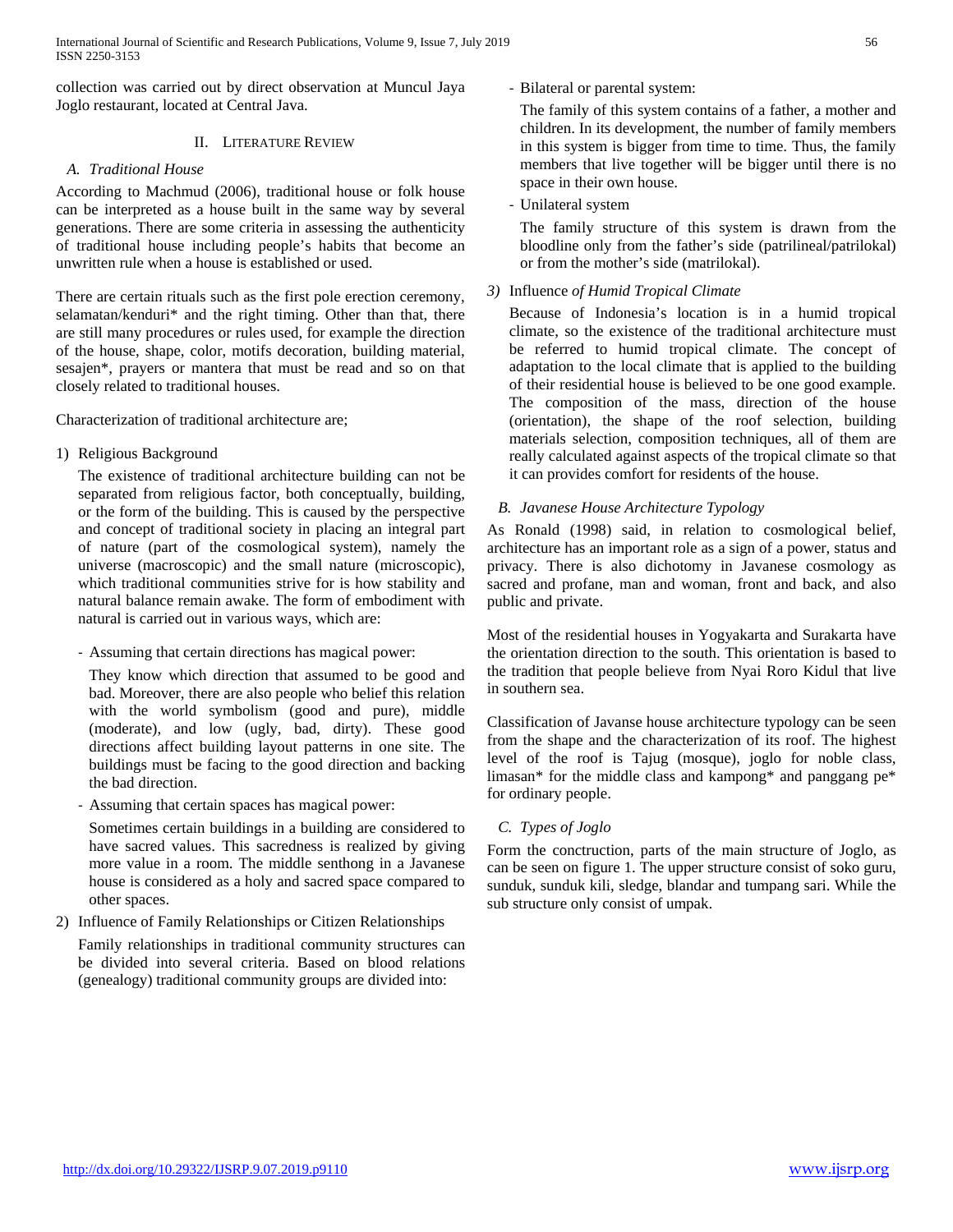collection was carried out by direct observation at Muncul Jaya Joglo restaurant, located at Central Java.

## II. Literature Review

### A. Traditional House

According to Machmud (2006), traditional house or folk house can be interpreted as a house built in the same way by several generations. There are some criteria in assessing the authenticity of traditional house including people's habits that become an unwritten rule when a house is established or used.

There are certain rituals such as the first pole erection ceremony, selamatan/kenduri* and the right timing. Other than that, there are still many procedures or rules used, for example the direction of the house, shape, color, motifs decoration, building material, sesajen*, prayers or mantera that must be read and so on that closely related to traditional houses.

Characterization of traditional architecture are;

1) Religious Background

   The existence of traditional architecture building can not be separated from religious factor, both conceptually, building, or the form of the building. This is caused by the perspective and concept of traditional society in placing an integral part of nature (part of the cosmological system), namely the universe (macroscopic) and the small nature (microscopic), which traditional communities strive for is how stability and natural balance remain awake. The form of embodiment with natural is carried out in various ways, which are:

   - Assuming that certain directions has magical power:

     They know which direction that assumed to be good and bad. Moreover, there are also people who belief this relation with the world symbolism (good and pure), middle (moderate), and low (ugly, bad, dirty). These good directions affect building layout patterns in one site. The buildings must be facing to the good direction and backing the bad direction.

   - Assuming that certain spaces has magical power:

     Sometimes certain buildings in a building are considered to have sacred values. This sacredness is realized by giving more value in a room. The middle senthong in a Javanese house is considered as a holy and sacred space compared to other spaces.

2) Influence of Family Relationships or Citizen Relationships

   Family relationships in traditional community structures can be divided into several criteria. Based on blood relations (genealogy) traditional community groups are divided into:

   - Bilateral or parental system:

     The family of this system contains of a father, a mother and children. In its development, the number of family members in this system is bigger from time to time. Thus, the family members that live together will be bigger until there is no space in their own house.

   - Unilateral system

     The family structure of this system is drawn from the bloodline only from the father's side (patrilineal/patrilokal) or from the mother's side (matrilokal).

*3)* Influence *of Humid Tropical Climate*

   Because of Indonesia's location is in a humid tropical climate, so the existence of the traditional architecture must be referred to humid tropical climate. The concept of adaptation to the local climate that is applied to the building of their residential house is believed to be one good example. The composition of the mass, direction of the house (orientation), the shape of the roof selection, building materials selection, composition techniques, all of them are really calculated against aspects of the tropical climate so that it can provides comfort for residents of the house.

### B. Javanese House Architecture Typology

As Ronald (1998) said, in relation to cosmological belief, architecture has an important role as a sign of a power, status and privacy. There is also dichotomy in Javanese cosmology as sacred and profane, man and woman, front and back, and also public and private.

Most of the residential houses in Yogyakarta and Surakarta have the orientation direction to the south. This orientation is based to the tradition that people believe from Nyai Roro Kidul that live in southern sea.

Classification of Javanse house architecture typology can be seen from the shape and the characterization of its roof. The highest level of the roof is Tajug (mosque), joglo for noble class, limasan* for the middle class and kampong* and panggang pe* for ordinary people.

### C. Types of Joglo

Form the conctruction, parts of the main structure of Joglo, as can be seen on figure 1. The upper structure consist of soko guru, sunduk, sunduk kili, sledge, blandar and tumpang sari. While the sub structure only consist of umpak.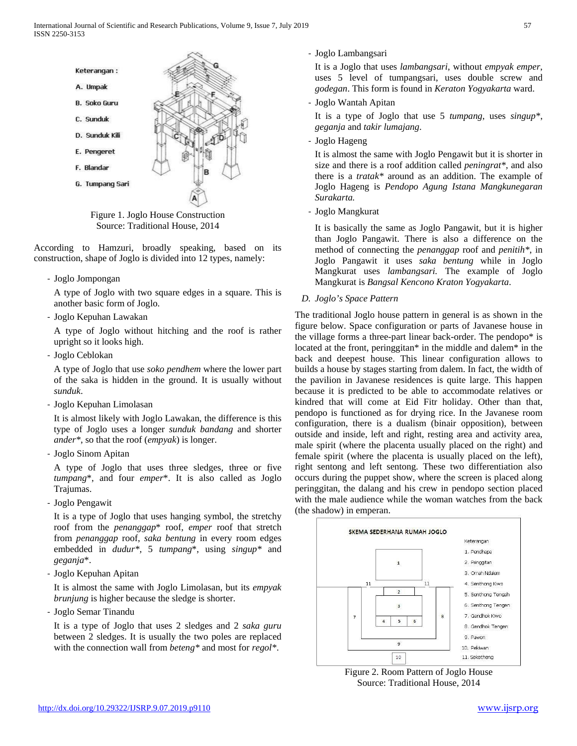Keterangan :

A. Umpak

B. Soko Guru

C. Sunduk

D. Sunduk Kili

E. Pengeret

F. Blandar

G. Tumpang Sari

Figure 1. Joglo House Construction
Source: Traditional House, 2014

According to Hamzuri, broadly speaking, based on its construction, shape of Joglo is divided into 12 types, namely:

- Joglo Jompongan

  A type of Joglo with two square edges in a square. This is another basic form of Joglo.

- Joglo Kepuhan Lawakan

  A type of Joglo without hitching and the roof is rather upright so it looks high.

- Joglo Ceblokan

  A type of Joglo that use *soko pendhem* where the lower part of the saka is hidden in the ground. It is usually without *sunduk*.

- Joglo Kepuhan Limolasan

  It is almost likely with Joglo Lawakan, the difference is this type of Joglo uses a longer *sunduk bandang* and shorter *ander*\*, so that the roof (*empyak*) is longer.

- Joglo Sinom Apitan

  A type of Joglo that uses three sledges, three or five *tumpang*\*, and four *emper*\*. It is also called as Joglo Trajumas.

- Joglo Pengawit

  It is a type of Joglo that uses hanging symbol, the stretchy roof from the *penanggap*\* roof, *emper* roof that stretch from *penanggap* roof, *saka bentung* in every room edges embedded in *dudur*\*, 5 *tumpang*\*, using *singup*\* and *geganja*\*.

- Joglo Kepuhan Apitan

  It is almost the same with Joglo Limolasan, but its *empyak brunjung* is higher because the sledge is shorter.

- Joglo Semar Tinandu

  It is a type of Joglo that uses 2 sledges and 2 *saka guru* between 2 sledges. It is usually the two poles are replaced with the connection wall from *beteng*\* and most for *regol*\*.

- Joglo Lambangsari

  It is a Joglo that uses *lambangsari*, without *empyak emper*, uses 5 level of tumpangsari, uses double screw and *godegan*. This form is found in *Keraton Yogyakarta* ward.

- Joglo Wantah Apitan

  It is a type of Joglo that use 5 *tumpang*, uses *singup*\*, *geganja* and *takir lumajang*.

- Joglo Hageng

  It is almost the same with Joglo Pengawit but it is shorter in size and there is a roof addition called *peningrat*\*, and also there is a *tratak*\* around as an addition. The example of Joglo Hageng is *Pendopo Agung Istana Mangkunegaran Surakarta.*

- Joglo Mangkurat

  It is basically the same as Joglo Pangawit, but it is higher than Joglo Pangawit. There is also a difference on the method of connecting the *penanggap* roof and *penitih*\*, in Joglo Pangawit it uses *saka bentung* while in Joglo Mangkurat uses *lambangsari.* The example of Joglo Mangkurat is *Bangsal Kencono Kraton Yogyakarta*.

### *D. Joglo's Space Pattern*

The traditional Joglo house pattern in general is as shown in the figure below. Space configuration or parts of Javanese house in the village forms a three-part linear back-order. The pendopo\* is located at the front, peringgitan\* in the middle and dalem\* in the back and deepest house. This linear configuration allows to builds a house by stages starting from dalem. In fact, the width of the pavilion in Javanese residences is quite large. This happen because it is predicted to be able to accommodate relatives or kindred that will come at Eid Fitr holiday. Other than that, pendopo is functioned as for drying rice. In the Javanese room configuration, there is a dualism (binair opposition), between outside and inside, left and right, resting area and activity area, male spirit (where the placenta usually placed on the right) and female spirit (where the placenta is usually placed on the left), right sentong and left sentong. These two differentiation also occurs during the puppet show, where the screen is placed along peringgitan, the dalang and his crew in pendopo section placed with the male audience while the woman watches from the back (the shadow) in emperan.

SKEMA SEDERHANA RUMAH JOGLO

Keterangan
1. Pendhapa
2. Pringgitan
3. Omah Ndalem
4. Senthong Kiwo
5. Senthong Tengah
6. Senthong Tengen
7. Gandhok Kiwo
8. Gandhok Tengen
9. Pawon
10. Pekiwan
11. Seketheng

Figure 2. Room Pattern of Joglo House
Source: Traditional House, 2014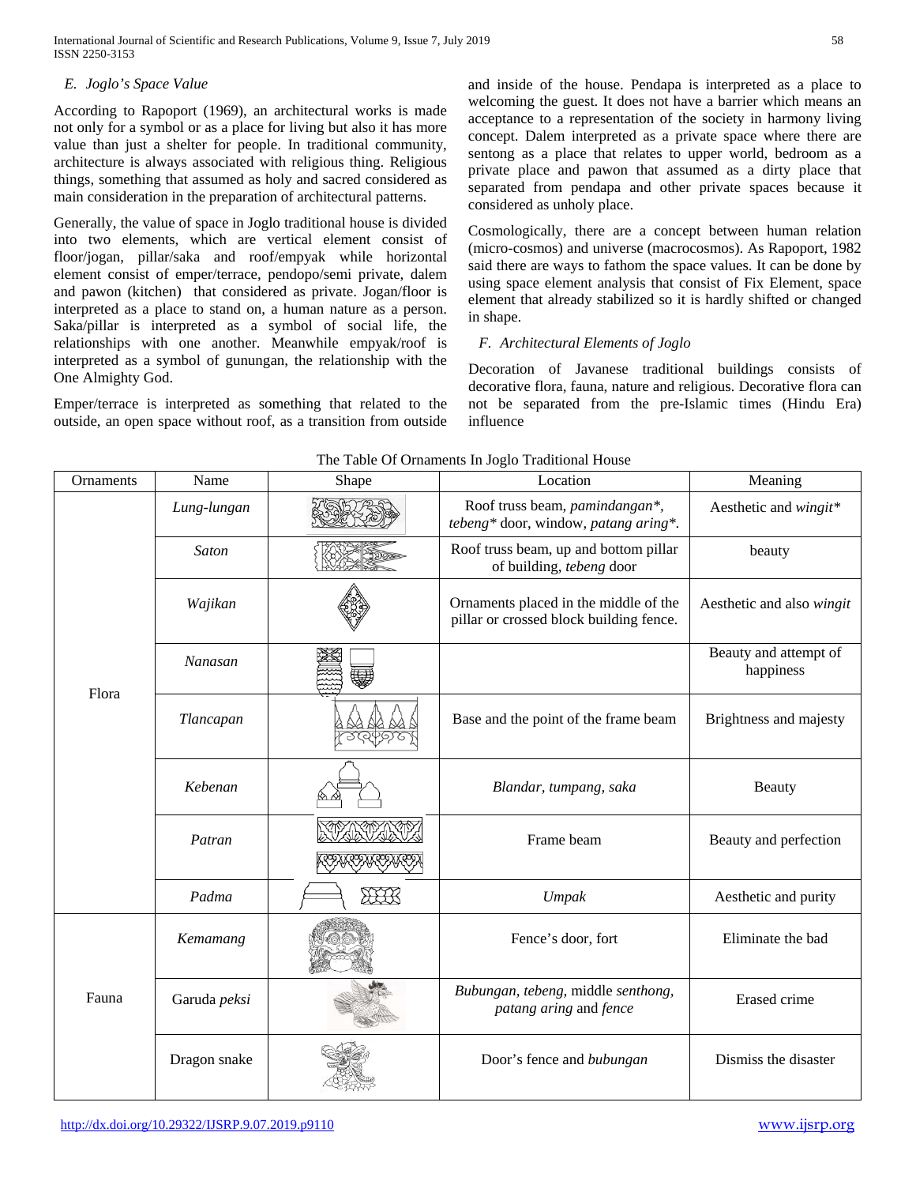*E. Joglo's Space Value*

According to Rapoport (1969), an architectural works is made not only for a symbol or as a place for living but also it has more value than just a shelter for people. In traditional community, architecture is always associated with religious thing. Religious things, something that assumed as holy and sacred considered as main consideration in the preparation of architectural patterns.

Generally, the value of space in Joglo traditional house is divided into two elements, which are vertical element consist of floor/jogan, pillar/saka and roof/empyak while horizontal element consist of emper/terrace, pendopo/semi private, dalem and pawon (kitchen) that considered as private. Jogan/floor is interpreted as a place to stand on, a human nature as a person. Saka/pillar is interpreted as a symbol of social life, the relationships with one another. Meanwhile empyak/roof is interpreted as a symbol of gunungan, the relationship with the One Almighty God.

Emper/terrace is interpreted as something that related to the outside, an open space without roof, as a transition from outside and inside of the house. Pendapa is interpreted as a place to welcoming the guest. It does not have a barrier which means an acceptance to a representation of the society in harmony living concept. Dalem interpreted as a private space where there are sentong as a place that relates to upper world, bedroom as a private place and pawon that assumed as a dirty place that separated from pendapa and other private spaces because it considered as unholy place.

Cosmologically, there are a concept between human relation (micro-cosmos) and universe (macrocosmos). As Rapoport, 1982 said there are ways to fathom the space values. It can be done by using space element analysis that consist of Fix Element, space element that already stabilized so it is hardly shifted or changed in shape.

*F. Architectural Elements of Joglo*

Decoration of Javanese traditional buildings consists of decorative flora, fauna, nature and religious. Decorative flora can not be separated from the pre-Islamic times (Hindu Era) influence

The Table Of Ornaments In Joglo Traditional House

| Ornaments | Name | Shape | Location | Meaning |
|---|---|---|---|---|
| Flora | *Lung-lungan* | | Roof truss beam, *pamindangan*\*, *tebeng*\* door, window, *patang aring*\*. | Aesthetic and *wingit*\* |
| | *Saton* | | Roof truss beam, up and bottom pillar of building, *tebeng* door | beauty |
| | *Wajikan* | | Ornaments placed in the middle of the pillar or crossed block building fence. | Aesthetic and also *wingit* |
| | *Nanasan* | | | Beauty and attempt of happiness |
| | *Tlancapan* | | Base and the point of the frame beam | Brightness and majesty |
| | *Kebenan* | | *Blandar, tumpang, saka* | Beauty |
| | *Patran* | | Frame beam | Beauty and perfection |
| | *Padma* | | *Umpak* | Aesthetic and purity |
| Fauna | *Kemamang* | | Fence's door, fort | Eliminate the bad |
| | Garuda *peksi* | | *Bubungan, tebeng,* middle *senthong, patang aring* and *fence* | Erased crime |
| | Dragon snake | | Door's fence and *bubungan* | Dismiss the disaster |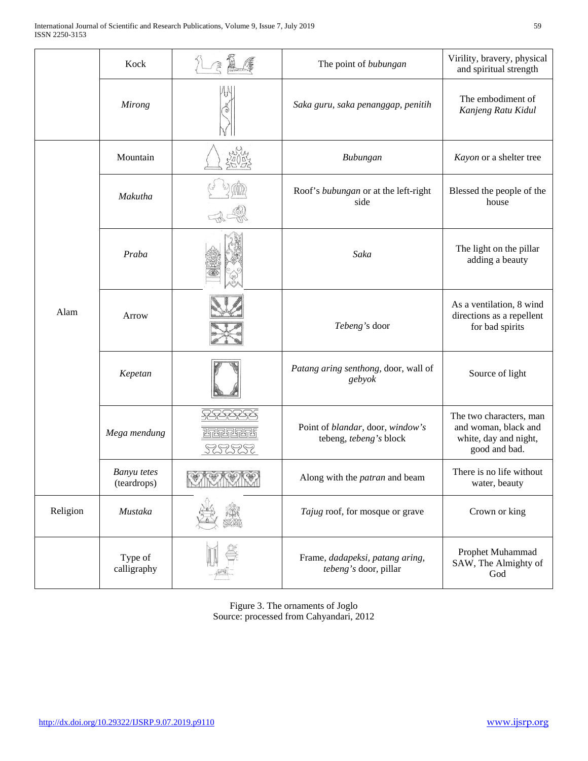| | | | | |
|---|---|---|---|---|
| | Kock | | The point of *bubungan* | Virility, bravery, physical and spiritual strength |
| | *Mirong* | | *Saka guru, saka penanggap, penitih* | The embodiment of *Kanjeng Ratu Kidul* |
| Alam | Mountain | | *Bubungan* | *Kayon* or a shelter tree |
| | *Makutha* | | Roof's *bubungan* or at the left-right side | Blessed the people of the house |
| | *Praba* | | *Saka* | The light on the pillar adding a beauty |
| | Arrow | | *Tebeng*'s door | As a ventilation, 8 wind directions as a repellent for bad spirits |
| | *Kepetan* | | *Patang aring senthong*, door, wall of *gebyok* | Source of light |
| | *Mega mendung* | | Point of *blandar*, door, *window's* tebeng, *tebeng's* block | The two characters, man and woman, black and white, day and night, good and bad. |
| | *Banyu tetes* (teardrops) | | Along with the *patran* and beam | There is no life without water, beauty |
| Religion | *Mustaka* | | *Tajug* roof, for mosque or grave | Crown or king |
| | Type of calligraphy | | Frame, *dadapeksi, patang aring, tebeng's* door, pillar | Prophet Muhammad SAW, The Almighty of God |

Figure 3. The ornaments of Joglo
Source: processed from Cahyandari, 2012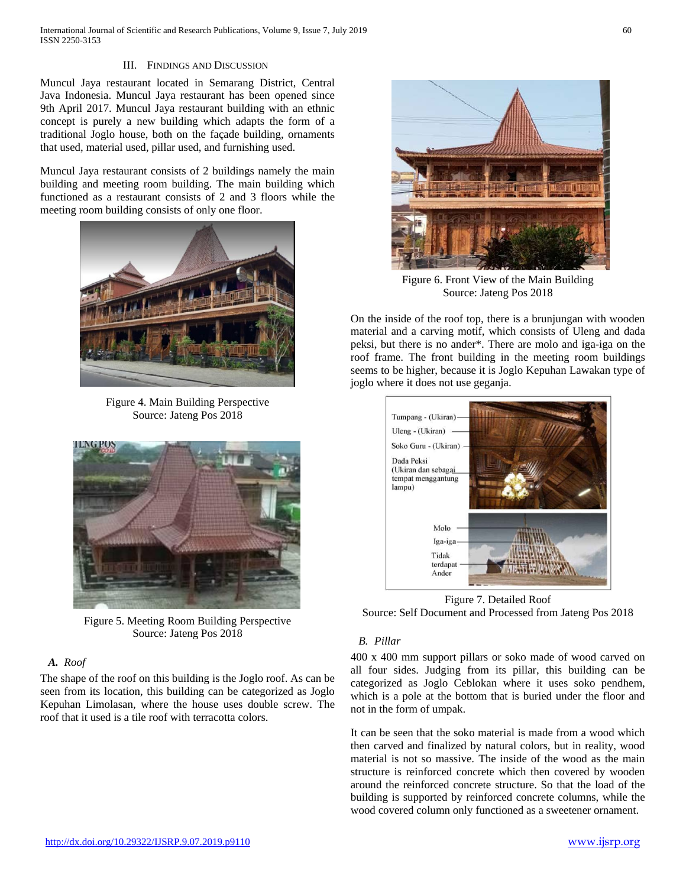## III. Findings and Discussion

Muncul Jaya restaurant located in Semarang District, Central Java Indonesia. Muncul Jaya restaurant has been opened since 9th April 2017. Muncul Jaya restaurant building with an ethnic concept is purely a new building which adapts the form of a traditional Joglo house, both on the façade building, ornaments that used, material used, pillar used, and furnishing used.

Muncul Jaya restaurant consists of 2 buildings namely the main building and meeting room building. The main building which functioned as a restaurant consists of 2 and 3 floors while the meeting room building consists of only one floor.

Figure 4. Main Building Perspective
Source: Jateng Pos 2018

Figure 5. Meeting Room Building Perspective
Source: Jateng Pos 2018

### *A. Roof*

The shape of the roof on this building is the Joglo roof. As can be seen from its location, this building can be categorized as Joglo Kepuhan Limolasan, where the house uses double screw. The roof that it used is a tile roof with terracotta colors.

Figure 6. Front View of the Main Building
Source: Jateng Pos 2018

On the inside of the roof top, there is a brunjungan with wooden material and a carving motif, which consists of Uleng and dada peksi, but there is no ander*. There are molo and iga-iga on the roof frame. The front building in the meeting room buildings seems to be higher, because it is Joglo Kepuhan Lawakan type of joglo where it does not use geganja.

Tumpang - (Ukiran)
Uleng - (Ukiran)
Soko Guru - (Ukiran)
Dada Peksi (Ukiran dan sebagai tempat menggantung lampu)
Molo
Iga-iga
Tidak terdapat Ander

Figure 7. Detailed Roof
Source: Self Document and Processed from Jateng Pos 2018

### *B. Pillar*

400 x 400 mm support pillars or soko made of wood carved on all four sides. Judging from its pillar, this building can be categorized as Joglo Ceblokan where it uses soko pendhem, which is a pole at the bottom that is buried under the floor and not in the form of umpak.

It can be seen that the soko material is made from a wood which then carved and finalized by natural colors, but in reality, wood material is not so massive. The inside of the wood as the main structure is reinforced concrete which then covered by wooden around the reinforced concrete structure. So that the load of the building is supported by reinforced concrete columns, while the wood covered column only functioned as a sweetener ornament.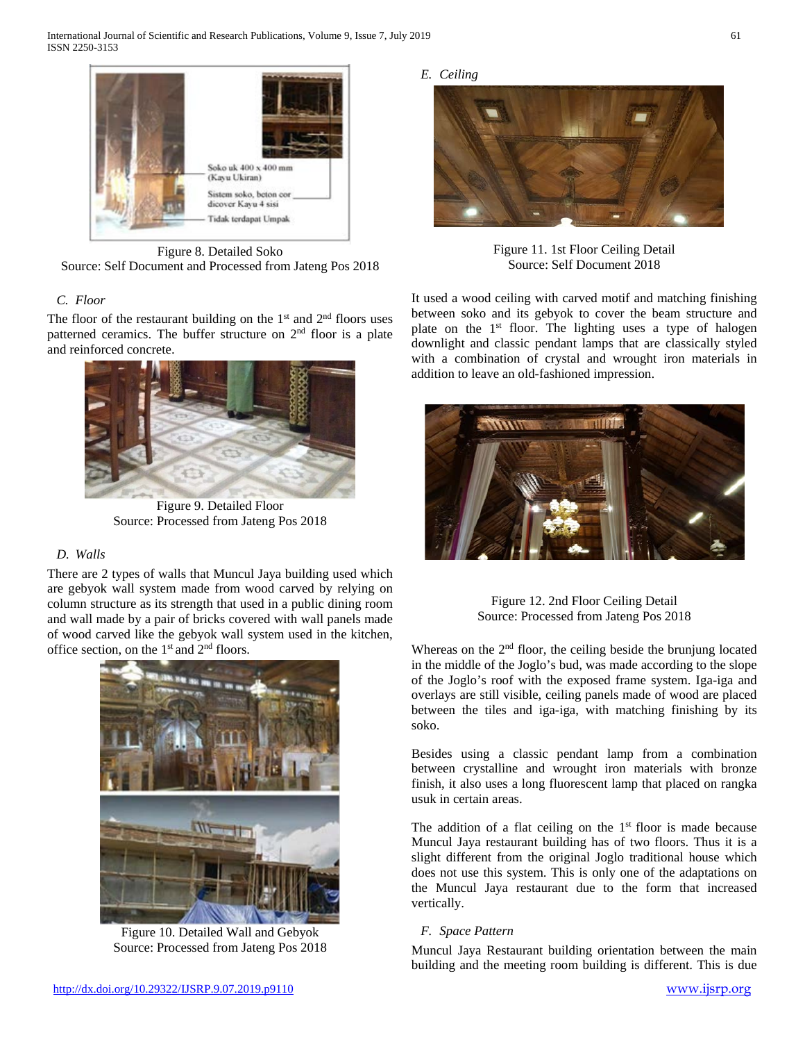Soko uk 400 x 400 mm (Kayu Ukiran)

Sistem soko, beton cor dicover Kayu 4 sisi

Tidak terdapat Umpak

Figure 8. Detailed Soko
Source: Self Document and Processed from Jateng Pos 2018

### C. Floor

The floor of the restaurant building on the 1st and 2nd floors uses patterned ceramics. The buffer structure on 2nd floor is a plate and reinforced concrete.

Figure 9. Detailed Floor
Source: Processed from Jateng Pos 2018

### D. Walls

There are 2 types of walls that Muncul Jaya building used which are gebyok wall system made from wood carved by relying on column structure as its strength that used in a public dining room and wall made by a pair of bricks covered with wall panels made of wood carved like the gebyok wall system used in the kitchen, office section, on the 1st and 2nd floors.

Figure 10. Detailed Wall and Gebyok
Source: Processed from Jateng Pos 2018

### E. Ceiling

Figure 11. 1st Floor Ceiling Detail
Source: Self Document 2018

It used a wood ceiling with carved motif and matching finishing between soko and its gebyok to cover the beam structure and plate on the 1st floor. The lighting uses a type of halogen downlight and classic pendant lamps that are classically styled with a combination of crystal and wrought iron materials in addition to leave an old-fashioned impression.

Figure 12. 2nd Floor Ceiling Detail
Source: Processed from Jateng Pos 2018

Whereas on the 2nd floor, the ceiling beside the brunjung located in the middle of the Joglo's bud, was made according to the slope of the Joglo's roof with the exposed frame system. Iga-iga and overlays are still visible, ceiling panels made of wood are placed between the tiles and iga-iga, with matching finishing by its soko.

Besides using a classic pendant lamp from a combination between crystalline and wrought iron materials with bronze finish, it also uses a long fluorescent lamp that placed on rangka usuk in certain areas.

The addition of a flat ceiling on the 1st floor is made because Muncul Jaya restaurant building has of two floors. Thus it is a slight different from the original Joglo traditional house which does not use this system. This is only one of the adaptations on the Muncul Jaya restaurant due to the form that increased vertically.

### F. Space Pattern

Muncul Jaya Restaurant building orientation between the main building and the meeting room building is different. This is due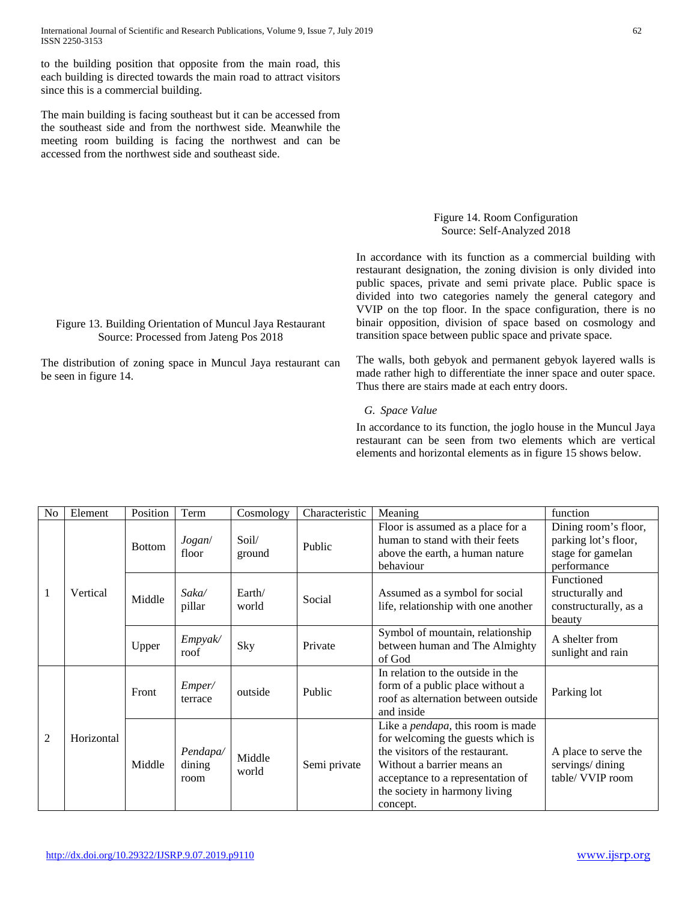to the building position that opposite from the main road, this each building is directed towards the main road to attract visitors since this is a commercial building.

The main building is facing southeast but it can be accessed from the southeast side and from the northwest side. Meanwhile the meeting room building is facing the northwest and can be accessed from the northwest side and southeast side.

Figure 13. Building Orientation of Muncul Jaya Restaurant
Source: Processed from Jateng Pos 2018

The distribution of zoning space in Muncul Jaya restaurant can be seen in figure 14.

Figure 14. Room Configuration
Source: Self-Analyzed 2018

In accordance with its function as a commercial building with restaurant designation, the zoning division is only divided into public spaces, private and semi private place. Public space is divided into two categories namely the general category and VVIP on the top floor. In the space configuration, there is no binair opposition, division of space based on cosmology and transition space between public space and private space.

The walls, both gebyok and permanent gebyok layered walls is made rather high to differentiate the inner space and outer space. Thus there are stairs made at each entry doors.

### *G. Space Value*

In accordance to its function, the joglo house in the Muncul Jaya restaurant can be seen from two elements which are vertical elements and horizontal elements as in figure 15 shows below.

| No | Element | Position | Term | Cosmology | Characteristic | Meaning | function |
|---|---|---|---|---|---|---|---|
| 1 | Vertical | Bottom | *Jogan*/ floor | Soil/ ground | Public | Floor is assumed as a place for a human to stand with their feets above the earth, a human nature behaviour | Dining room's floor, parking lot's floor, stage for gamelan performance |
| | | Middle | *Saka/* pillar | Earth/ world | Social | Assumed as a symbol for social life, relationship with one another | Functioned structurally and constructurally, as a beauty |
| | | Upper | *Empyak/* roof | Sky | Private | Symbol of mountain, relationship between human and The Almighty of God | A shelter from sunlight and rain |
| 2 | Horizontal | Front | *Emper/* terrace | outside | Public | In relation to the outside in the form of a public place without a roof as alternation between outside and inside | Parking lot |
| | | Middle | *Pendapa/* dining room | Middle world | Semi private | Like a *pendapa*, this room is made for welcoming the guests which is the visitors of the restaurant. Without a barrier means an acceptance to a representation of the society in harmony living concept. | A place to serve the servings/ dining table/ VVIP room |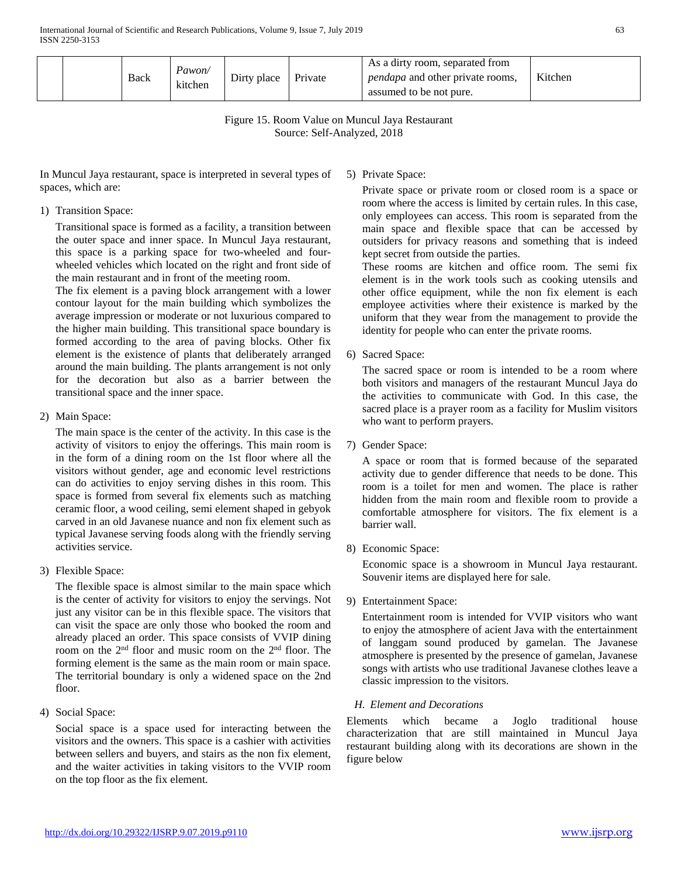|  |  | Back | *Pawon/* kitchen | Dirty place | Private | As a dirty room, separated from *pendapa* and other private rooms, assumed to be not pure. | Kitchen |
|---|---|---|---|---|---|---|---|

Figure 15. Room Value on Muncul Jaya Restaurant
Source: Self-Analyzed, 2018

In Muncul Jaya restaurant, space is interpreted in several types of spaces, which are:

1) Transition Space:

   Transitional space is formed as a facility, a transition between the outer space and inner space. In Muncul Jaya restaurant, this space is a parking space for two-wheeled and four-wheeled vehicles which located on the right and front side of the main restaurant and in front of the meeting room.
   The fix element is a paving block arrangement with a lower contour layout for the main building which symbolizes the average impression or moderate or not luxurious compared to the higher main building. This transitional space boundary is formed according to the area of paving blocks. Other fix element is the existence of plants that deliberately arranged around the main building. The plants arrangement is not only for the decoration but also as a barrier between the transitional space and the inner space.

2) Main Space:

   The main space is the center of the activity. In this case is the activity of visitors to enjoy the offerings. This main room is in the form of a dining room on the 1st floor where all the visitors without gender, age and economic level restrictions can do activities to enjoy serving dishes in this room. This space is formed from several fix elements such as matching ceramic floor, a wood ceiling, semi element shaped in gebyok carved in an old Javanese nuance and non fix element such as typical Javanese serving foods along with the friendly serving activities service.

3) Flexible Space:

   The flexible space is almost similar to the main space which is the center of activity for visitors to enjoy the servings. Not just any visitor can be in this flexible space. The visitors that can visit the space are only those who booked the room and already placed an order. This space consists of VVIP dining room on the 2nd floor and music room on the 2nd floor. The forming element is the same as the main room or main space. The territorial boundary is only a widened space on the 2nd floor.

4) Social Space:

   Social space is a space used for interacting between the visitors and the owners. This space is a cashier with activities between sellers and buyers, and stairs as the non fix element, and the waiter activities in taking visitors to the VVIP room on the top floor as the fix element.

5) Private Space:

   Private space or private room or closed room is a space or room where the access is limited by certain rules. In this case, only employees can access. This room is separated from the main space and flexible space that can be accessed by outsiders for privacy reasons and something that is indeed kept secret from outside the parties.
   These rooms are kitchen and office room. The semi fix element is in the work tools such as cooking utensils and other office equipment, while the non fix element is each employee activities where their existence is marked by the uniform that they wear from the management to provide the identity for people who can enter the private rooms.

6) Sacred Space:

   The sacred space or room is intended to be a room where both visitors and managers of the restaurant Muncul Jaya do the activities to communicate with God. In this case, the sacred place is a prayer room as a facility for Muslim visitors who want to perform prayers.

7) Gender Space:

   A space or room that is formed because of the separated activity due to gender difference that needs to be done. This room is a toilet for men and women. The place is rather hidden from the main room and flexible room to provide a comfortable atmosphere for visitors. The fix element is a barrier wall.

8) Economic Space:

   Economic space is a showroom in Muncul Jaya restaurant. Souvenir items are displayed here for sale.

9) Entertainment Space:

   Entertainment room is intended for VVIP visitors who want to enjoy the atmosphere of acient Java with the entertainment of langgam sound produced by gamelan. The Javanese atmosphere is presented by the presence of gamelan, Javanese songs with artists who use traditional Javanese clothes leave a classic impression to the visitors.

### *H. Element and Decorations*

Elements which became a Joglo traditional house characterization that are still maintained in Muncul Jaya restaurant building along with its decorations are shown in the figure below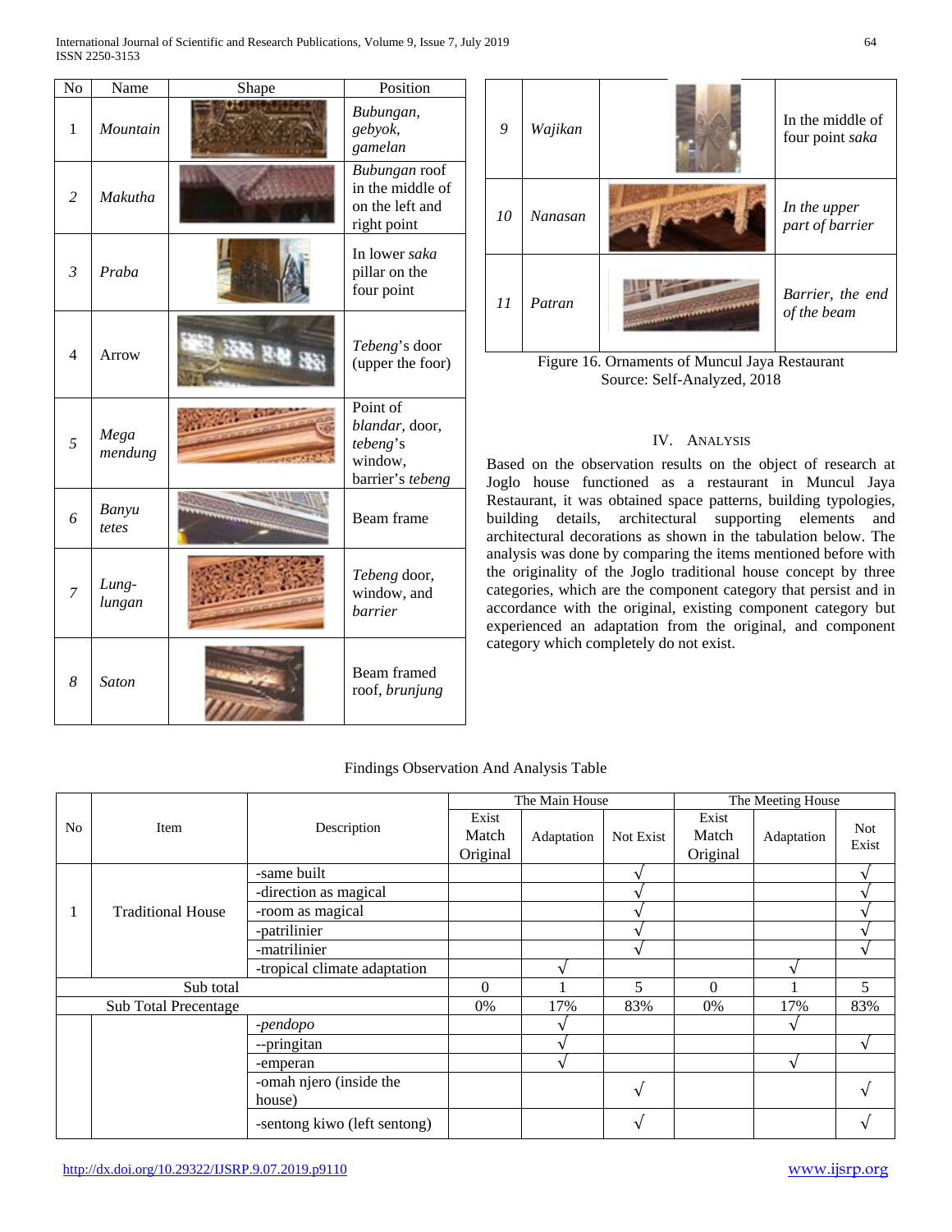| No | Name | Shape | Position |
|---|---|---|---|
| 1 | *Mountain* | | *Bubungan, gebyok, gamelan* |
| *2* | *Makutha* | | *Bubungan* roof in the middle of on the left and right point |
| *3* | *Praba* | | In lower *saka* pillar on the four point |
| 4 | Arrow | | *Tebeng*'s door (upper the foor) |
| *5* | *Mega mendung* | | Point of *blandar*, door, *tebeng*'s window, barrier's *tebeng* |
| *6* | *Banyu tetes* | | Beam frame |
| *7* | *Lung-lungan* | | *Tebeng* door, window, and *barrier* |
| *8* | *Saton* | | Beam framed roof, *brunjung* |
| *9* | *Wajikan* | | In the middle of four point *saka* |
| *10* | *Nanasan* | | *In the upper part of barrier* |
| *11* | *Patran* | | *Barrier, the end of the beam* |

Figure 16. Ornaments of Muncul Jaya Restaurant
Source: Self-Analyzed, 2018

## IV. Analysis

Based on the observation results on the object of research at Joglo house functioned as a restaurant in Muncul Jaya Restaurant, it was obtained space patterns, building typologies, building details, architectural supporting elements and architectural decorations as shown in the tabulation below. The analysis was done by comparing the items mentioned before with the originality of the Joglo traditional house concept by three categories, which are the component category that persist and in accordance with the original, existing component category but experienced an adaptation from the original, and component category which completely do not exist.

Findings Observation And Analysis Table

| No | Item | Description | The Main House | | | The Meeting House | | |
|---|---|---|---|---|---|---|---|---|
| | | | Exist Match Original | Adaptation | Not Exist | Exist Match Original | Adaptation | Not Exist |
| 1 | Traditional House | -same built | | | √ | | | √ |
| | | -direction as magical | | | √ | | | √ |
| | | -room as magical | | | √ | | | √ |
| | | -patrilinier | | | √ | | | √ |
| | | -matrilinier | | | √ | | | √ |
| | | -tropical climate adaptation | | √ | | | √ | |
| Sub total | | | 0 | 1 | 5 | 0 | 1 | 5 |
| Sub Total Precentage | | | 0% | 17% | 83% | 0% | 17% | 83% |
| | | -*pendopo* | | √ | | | √ | |
| | | --pringitan | | √ | | | | √ |
| | | -emperan | | √ | | | √ | |
| | | -omah njero (inside the house) | | | √ | | | √ |
| | | -sentong kiwo (left sentong) | | | √ | | | √ |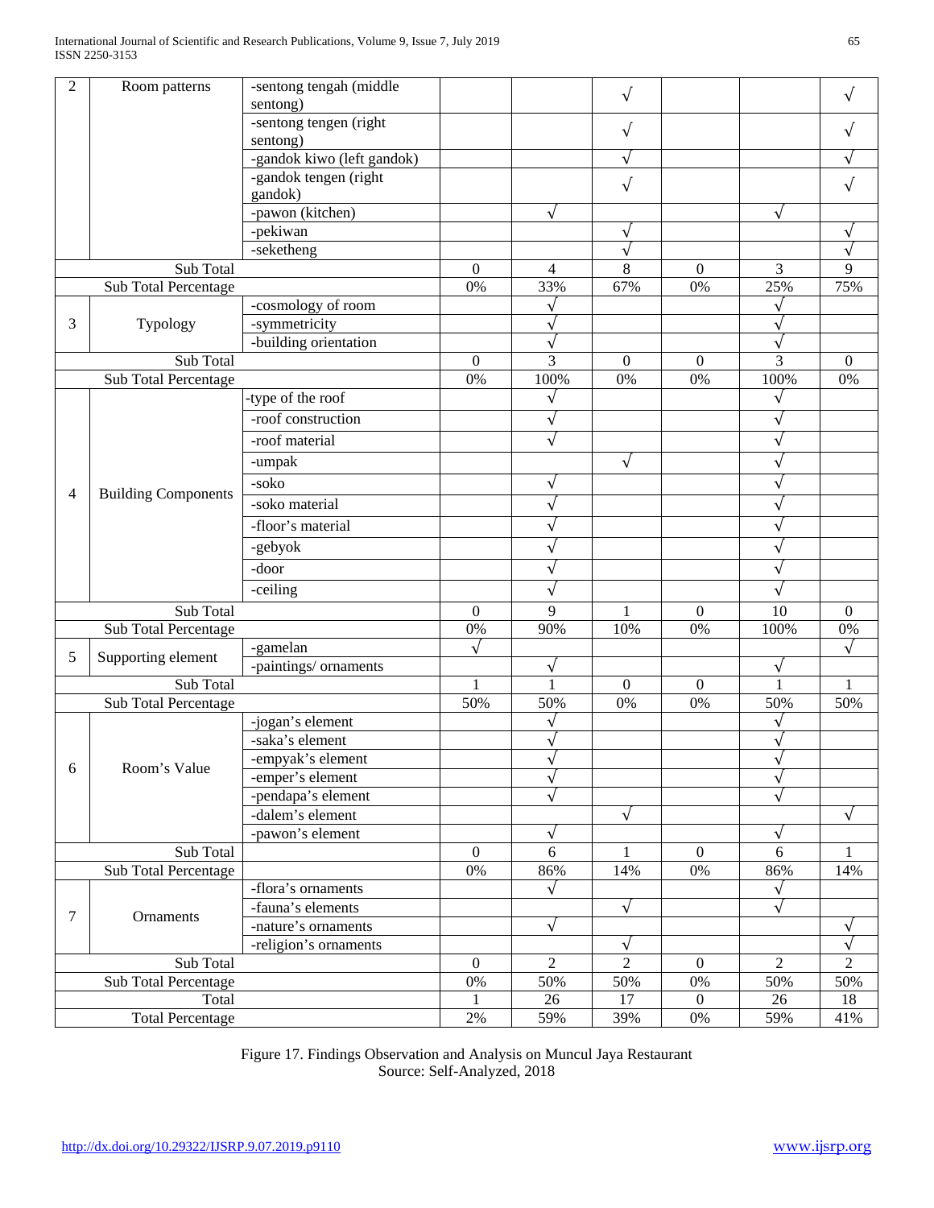| 2 | Room patterns | -sentong tengah (middle sentong) | | | √ | | | √ |
|---|---|---|---|---|---|---|---|---|
| | | -sentong tengen (right sentong) | | | √ | | | √ |
| | | -gandok kiwo (left gandok) | | | √ | | | √ |
| | | -gandok tengen (right gandok) | | | √ | | | √ |
| | | -pawon (kitchen) | | √ | | | √ | |
| | | -pekiwan | | | √ | | | √ |
| | | -seketheng | | | √ | | | √ |
| Sub Total | | | 0 | 4 | 8 | 0 | 3 | 9 |
| Sub Total Percentage | | | 0% | 33% | 67% | 0% | 25% | 75% |
| 3 | Typology | -cosmology of room | | √ | | | √ | |
| | | -symmetricity | | √ | | | √ | |
| | | -building orientation | | √ | | | √ | |
| Sub Total | | | 0 | 3 | 0 | 0 | 3 | 0 |
| Sub Total Percentage | | | 0% | 100% | 0% | 0% | 100% | 0% |
| 4 | Building Components | -type of the roof | | √ | | | √ | |
| | | -roof construction | | √ | | | √ | |
| | | -roof material | | √ | | | √ | |
| | | -umpak | | | √ | | √ | |
| | | -soko | | √ | | | √ | |
| | | -soko material | | √ | | | √ | |
| | | -floor's material | | √ | | | √ | |
| | | -gebyok | | √ | | | √ | |
| | | -door | | √ | | | √ | |
| | | -ceiling | | √ | | | √ | |
| Sub Total | | | 0 | 9 | 1 | 0 | 10 | 0 |
| Sub Total Percentage | | | 0% | 90% | 10% | 0% | 100% | 0% |
| 5 | Supporting element | -gamelan | √ | | | | | √ |
| | | -paintings/ ornaments | | √ | | | √ | |
| Sub Total | | | 1 | 1 | 0 | 0 | 1 | 1 |
| Sub Total Percentage | | | 50% | 50% | 0% | 0% | 50% | 50% |
| 6 | Room's Value | -jogan's element | | √ | | | √ | |
| | | -saka's element | | √ | | | √ | |
| | | -empyak's element | | √ | | | √ | |
| | | -emper's element | | √ | | | √ | |
| | | -pendapa's element | | √ | | | √ | |
| | | -dalem's element | | | √ | | | √ |
| | | -pawon's element | | √ | | | √ | |
| Sub Total | | | 0 | 6 | 1 | 0 | 6 | 1 |
| Sub Total Percentage | | | 0% | 86% | 14% | 0% | 86% | 14% |
| 7 | Ornaments | -flora's ornaments | | √ | | | √ | |
| | | -fauna's elements | | | √ | | √ | |
| | | -nature's ornaments | | √ | | | | √ |
| | | -religion's ornaments | | | √ | | | √ |
| Sub Total | | | 0 | 2 | 2 | 0 | 2 | 2 |
| Sub Total Percentage | | | 0% | 50% | 50% | 0% | 50% | 50% |
| Total | | | 1 | 26 | 17 | 0 | 26 | 18 |
| Total Percentage | | | 2% | 59% | 39% | 0% | 59% | 41% |

Figure 17. Findings Observation and Analysis on Muncul Jaya Restaurant
Source: Self-Analyzed, 2018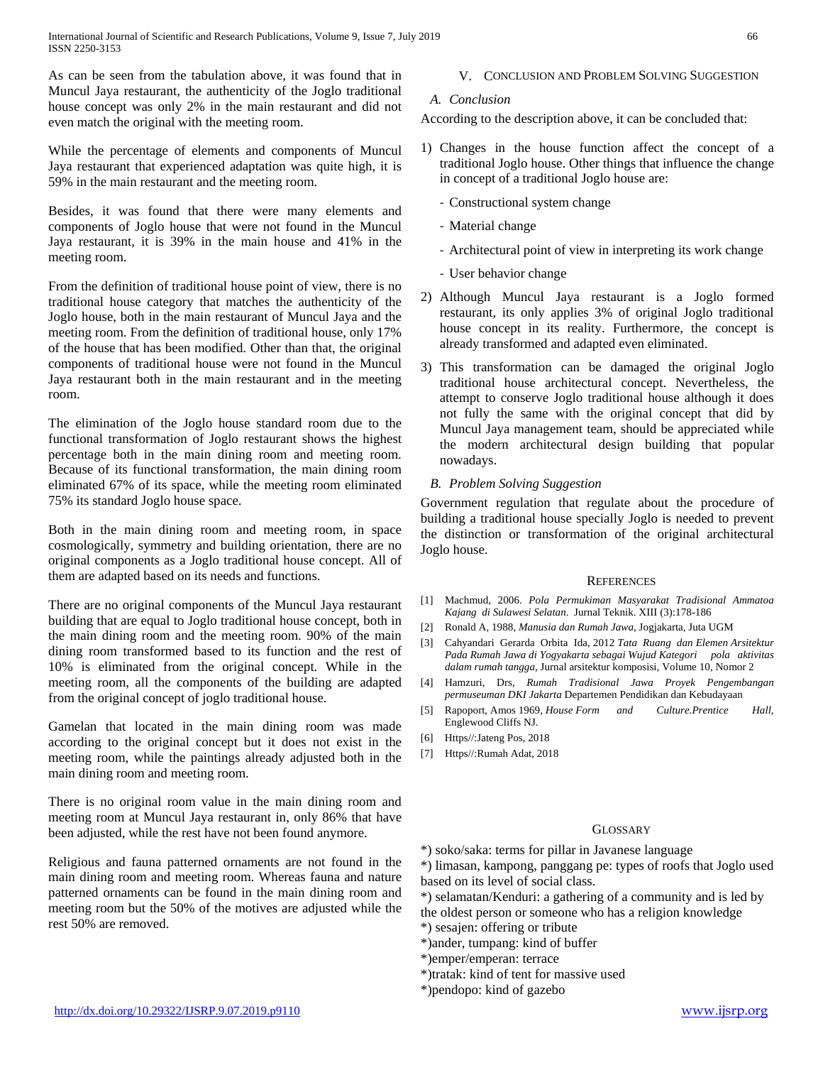As can be seen from the tabulation above, it was found that in Muncul Jaya restaurant, the authenticity of the Joglo traditional house concept was only 2% in the main restaurant and did not even match the original with the meeting room.

While the percentage of elements and components of Muncul Jaya restaurant that experienced adaptation was quite high, it is 59% in the main restaurant and the meeting room.

Besides, it was found that there were many elements and components of Joglo house that were not found in the Muncul Jaya restaurant, it is 39% in the main house and 41% in the meeting room.

From the definition of traditional house point of view, there is no traditional house category that matches the authenticity of the Joglo house, both in the main restaurant of Muncul Jaya and the meeting room. From the definition of traditional house, only 17% of the house that has been modified. Other than that, the original components of traditional house were not found in the Muncul Jaya restaurant both in the main restaurant and in the meeting room.

The elimination of the Joglo house standard room due to the functional transformation of Joglo restaurant shows the highest percentage both in the main dining room and meeting room. Because of its functional transformation, the main dining room eliminated 67% of its space, while the meeting room eliminated 75% its standard Joglo house space.

Both in the main dining room and meeting room, in space cosmologically, symmetry and building orientation, there are no original components as a Joglo traditional house concept. All of them are adapted based on its needs and functions.

There are no original components of the Muncul Jaya restaurant building that are equal to Joglo traditional house concept, both in the main dining room and the meeting room. 90% of the main dining room transformed based to its function and the rest of 10% is eliminated from the original concept. While in the meeting room, all the components of the building are adapted from the original concept of joglo traditional house.

Gamelan that located in the main dining room was made according to the original concept but it does not exist in the meeting room, while the paintings already adjusted both in the main dining room and meeting room.

There is no original room value in the main dining room and meeting room at Muncul Jaya restaurant in, only 86% that have been adjusted, while the rest have not been found anymore.

Religious and fauna patterned ornaments are not found in the main dining room and meeting room. Whereas fauna and nature patterned ornaments can be found in the main dining room and meeting room but the 50% of the motives are adjusted while the rest 50% are removed.

## V. Conclusion and Problem Solving Suggestion

### A. Conclusion

According to the description above, it can be concluded that:

1) Changes in the house function affect the concept of a traditional Joglo house. Other things that influence the change in concept of a traditional Joglo house are:
   - Constructional system change
   - Material change
   - Architectural point of view in interpreting its work change
   - User behavior change
2) Although Muncul Jaya restaurant is a Joglo formed restaurant, its only applies 3% of original Joglo traditional house concept in its reality. Furthermore, the concept is already transformed and adapted even eliminated.
3) This transformation can be damaged the original Joglo traditional house architectural concept. Nevertheless, the attempt to conserve Joglo traditional house although it does not fully the same with the original concept that did by Muncul Jaya management team, should be appreciated while the modern architectural design building that popular nowadays.

### B. Problem Solving Suggestion

Government regulation that regulate about the procedure of building a traditional house specially Joglo is needed to prevent the distinction or transformation of the original architectural Joglo house.

## References

[1] Machmud, 2006. *Pola Permukiman Masyarakat Tradisional Ammatoa Kajang di Sulawesi Selatan*. Jurnal Teknik. XIII (3):178-186

[2] Ronald A, 1988, *Manusia dan Rumah Jawa*, Jogjakarta, Juta UGM

[3] Cahyandari Gerarda Orbita Ida, 2012 *Tata Ruang dan Elemen Arsitektur Pada Rumah Jawa di Yogyakarta sebagai Wujud Kategori pola aktivitas dalam rumah tangga*, Jurnal arsitektur komposisi, Volume 10, Nomor 2

[4] Hamzuri, Drs, *Rumah Tradisional Jawa Proyek Pengembangan permuseuman DKI Jakarta* Departemen Pendidikan dan Kebudayaan

[5] Rapoport, Amos 1969, *House Form and Culture.Prentice Hall*, Englewood Cliffs NJ.

[6] Https//:Jateng Pos, 2018

[7] Https//:Rumah Adat, 2018

## Glossary

*) soko/saka: terms for pillar in Javanese language

*) limasan, kampong, panggang pe: types of roofs that Joglo used based on its level of social class.

*) selamatan/Kenduri: a gathering of a community and is led by the oldest person or someone who has a religion knowledge

*) sesajen: offering or tribute

*)ander, tumpang: kind of buffer

*)emper/emperan: terrace

*)tratak: kind of tent for massive used

*)pendopo: kind of gazebo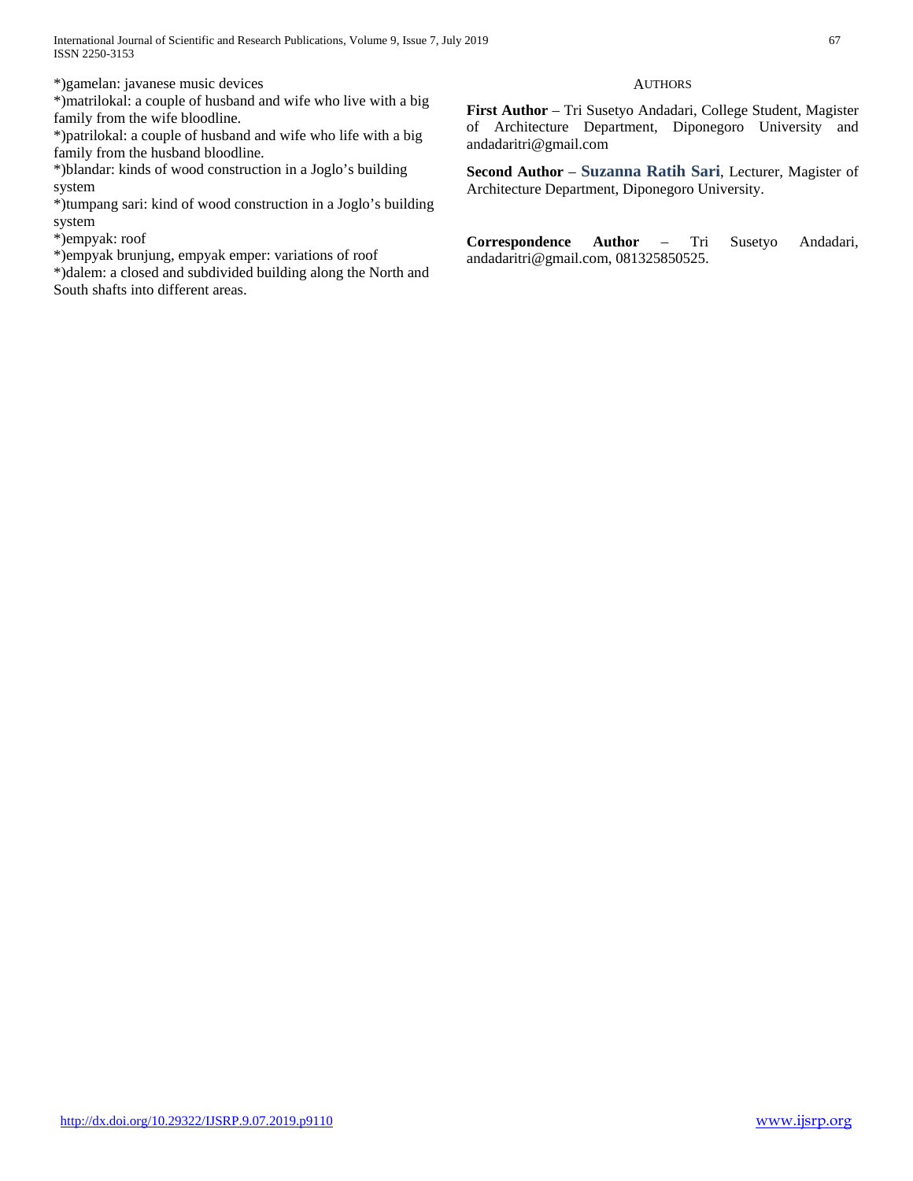*)gamelan: javanese music devices
*)matrilokal: a couple of husband and wife who live with a big family from the wife bloodline.
*)patrilokal: a couple of husband and wife who life with a big family from the husband bloodline.
*)blandar: kinds of wood construction in a Joglo's building system
*)tumpang sari: kind of wood construction in a Joglo's building system
*)empyak: roof
*)empyak brunjung, empyak emper: variations of roof
*)dalem: a closed and subdivided building along the North and South shafts into different areas.

## AUTHORS

**First Author** – Tri Susetyo Andadari, College Student, Magister of Architecture Department, Diponegoro University and andadaritri@gmail.com

**Second Author** – **Suzanna Ratih Sari**, Lecturer, Magister of Architecture Department, Diponegoro University.

**Correspondence Author** – Tri Susetyo Andadari, andadaritri@gmail.com, 081325850525.